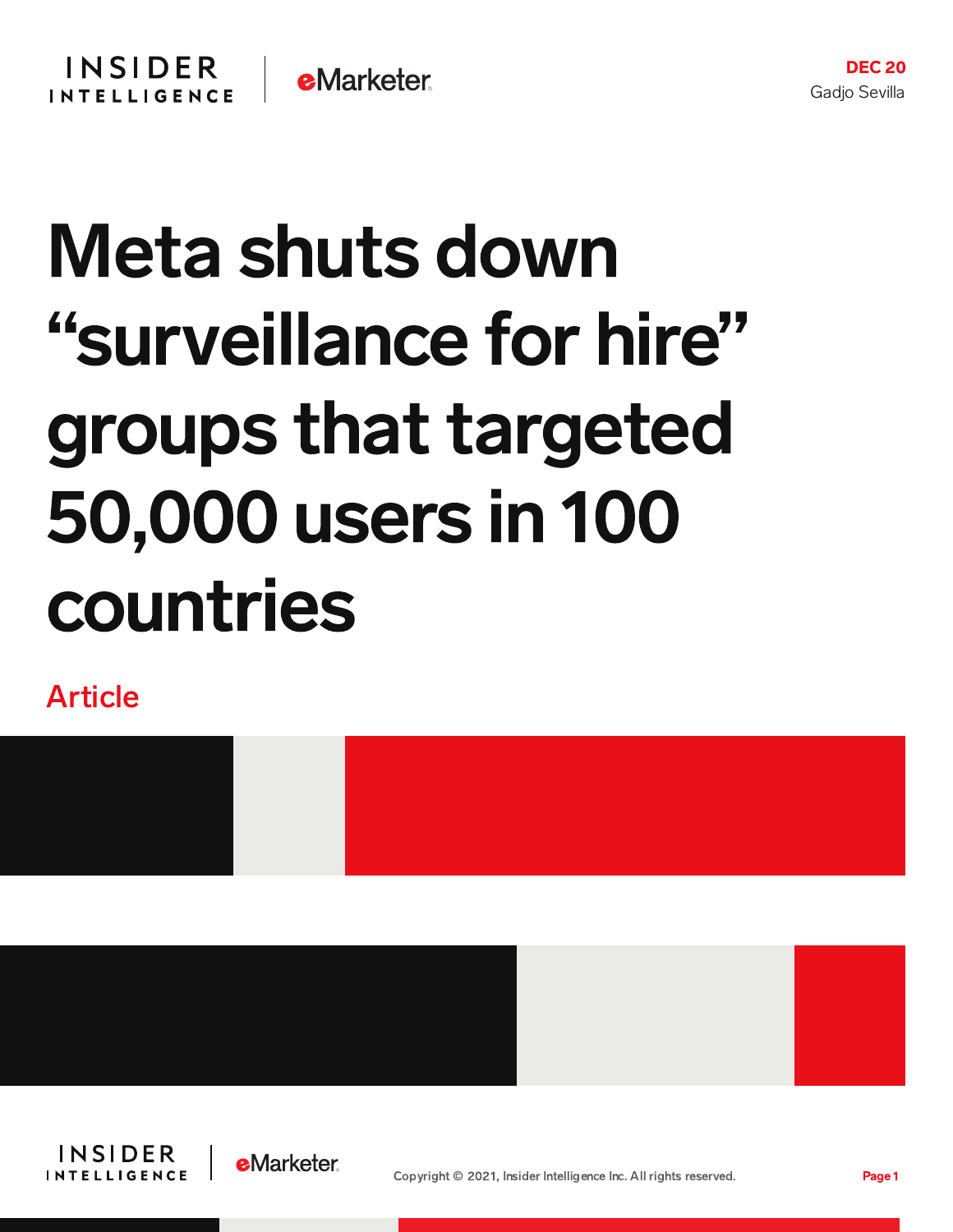DEC 20
Gadjo Sevilla

# Meta shuts down "surveillance for hire" groups that targeted 50,000 users in 100 countries

Article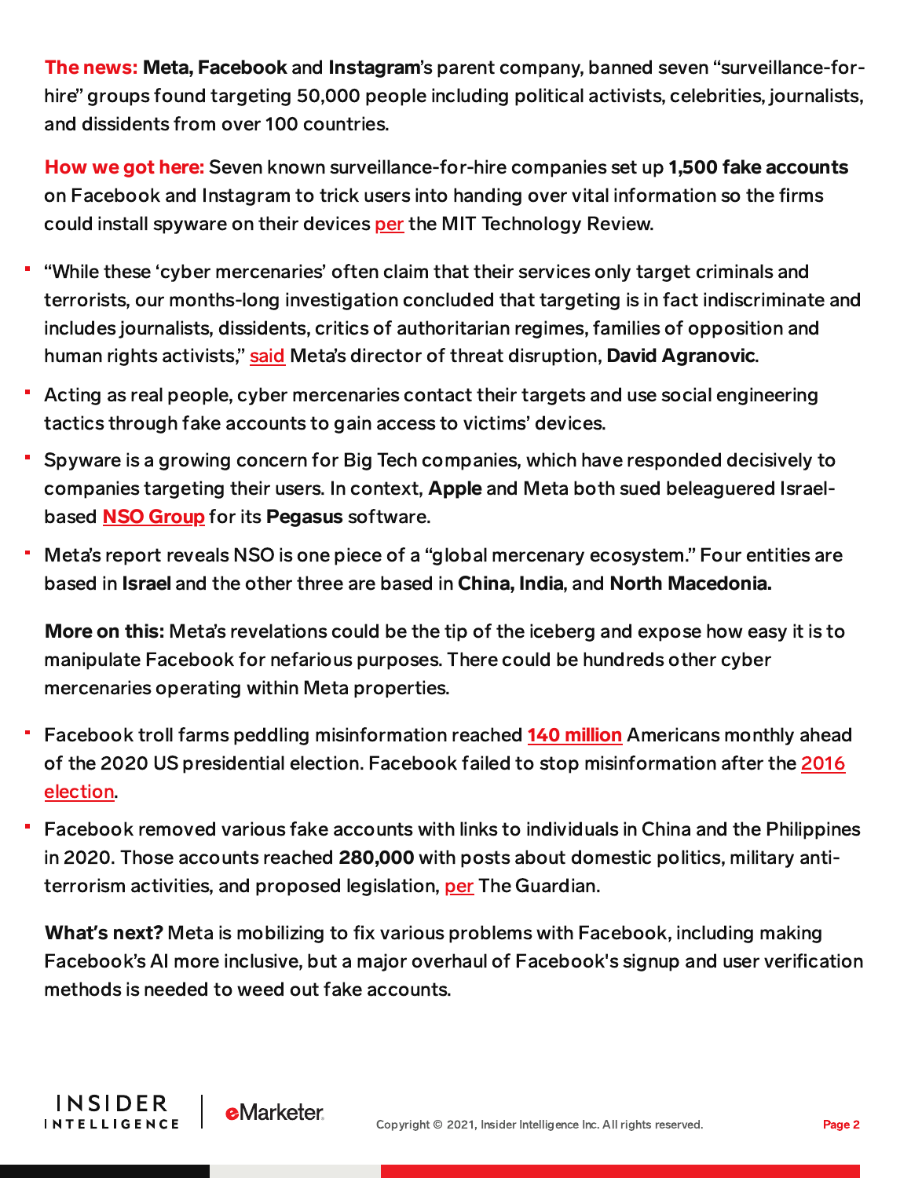**The news:** **Meta, Facebook** and **Instagram**'s parent company, banned seven "surveillance-for-hire" groups found targeting 50,000 people including political activists, celebrities, journalists, and dissidents from over 100 countries.

**How we got here:** Seven known surveillance-for-hire companies set up **1,500 fake accounts** on Facebook and Instagram to trick users into handing over vital information so the firms could install spyware on their devices per the MIT Technology Review.

- "While these 'cyber mercenaries' often claim that their services only target criminals and terrorists, our months-long investigation concluded that targeting is in fact indiscriminate and includes journalists, dissidents, critics of authoritarian regimes, families of opposition and human rights activists," said Meta's director of threat disruption, **David Agranovic**.
- Acting as real people, cyber mercenaries contact their targets and use social engineering tactics through fake accounts to gain access to victims' devices.
- Spyware is a growing concern for Big Tech companies, which have responded decisively to companies targeting their users. In context, **Apple** and Meta both sued beleaguered Israel-based **NSO Group** for its **Pegasus** software.
- Meta's report reveals NSO is one piece of a "global mercenary ecosystem." Four entities are based in **Israel** and the other three are based in **China, India**, and **North Macedonia.**

**More on this:** Meta's revelations could be the tip of the iceberg and expose how easy it is to manipulate Facebook for nefarious purposes. There could be hundreds other cyber mercenaries operating within Meta properties.

- Facebook troll farms peddling misinformation reached **140 million** Americans monthly ahead of the 2020 US presidential election. Facebook failed to stop misinformation after the 2016 election.
- Facebook removed various fake accounts with links to individuals in China and the Philippines in 2020. Those accounts reached **280,000** with posts about domestic politics, military anti-terrorism activities, and proposed legislation, per The Guardian.

**What's next?** Meta is mobilizing to fix various problems with Facebook, including making Facebook's AI more inclusive, but a major overhaul of Facebook's signup and user verification methods is needed to weed out fake accounts.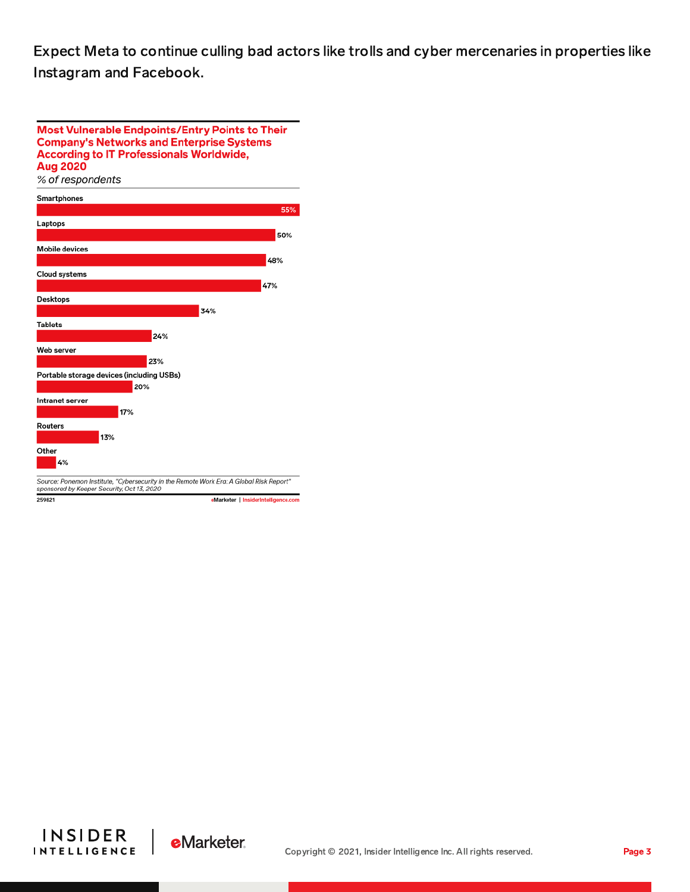Expect Meta to continue culling bad actors like trolls and cyber mercenaries in properties like Instagram and Facebook.

**Most Vulnerable Endpoints/Entry Points to Their Company's Networks and Enterprise Systems According to IT Professionals Worldwide, Aug 2020**

*% of respondents*

Smartphones
55%

Laptops
50%

Mobile devices
48%

Cloud systems
47%

Desktops
34%

Tablets
24%

Web server
23%

Portable storage devices (including USBs)
20%

Intranet server
17%

Routers
13%

Other
4%

*Source: Ponemon Institute, "Cybersecurity in the Remote Work Era: A Global Risk Report" sponsored by Keeper Security, Oct 13, 2020*

259821

eMarketer | InsiderIntelligence.com